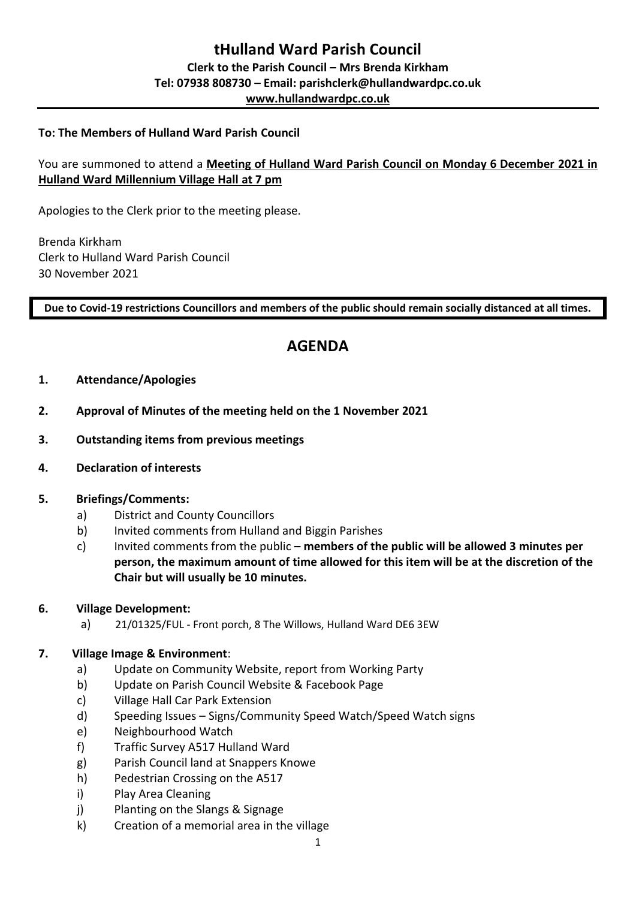# tHulland Ward Parish Council

**Clerk to the Parish Council – Mrs Brenda Kirkham**
**Tel: 07938 808730 – Email: parishclerk@hullandwardpc.co.uk**
**www.hullandwardpc.co.uk**

---

**To: The Members of Hulland Ward Parish Council**

You are summoned to attend a **Meeting of Hulland Ward Parish Council on Monday 6 December 2021 in Hulland Ward Millennium Village Hall at 7 pm**

Apologies to the Clerk prior to the meeting please.

Brenda Kirkham
Clerk to Hulland Ward Parish Council
30 November 2021

**Due to Covid-19 restrictions Councillors and members of the public should remain socially distanced at all times.**

## AGENDA

1. **Attendance/Apologies**
2. **Approval of Minutes of the meeting held on the 1 November 2021**
3. **Outstanding items from previous meetings**
4. **Declaration of interests**
5. **Briefings/Comments:**
   a) District and County Councillors
   b) Invited comments from Hulland and Biggin Parishes
   c) Invited comments from the public **– members of the public will be allowed 3 minutes per person, the maximum amount of time allowed for this item will be at the discretion of the Chair but will usually be 10 minutes.**
6. **Village Development:**
   a) 21/01325/FUL - Front porch, 8 The Willows, Hulland Ward DE6 3EW
7. **Village Image & Environment**:
   a) Update on Community Website, report from Working Party
   b) Update on Parish Council Website & Facebook Page
   c) Village Hall Car Park Extension
   d) Speeding Issues – Signs/Community Speed Watch/Speed Watch signs
   e) Neighbourhood Watch
   f) Traffic Survey A517 Hulland Ward
   g) Parish Council land at Snappers Knowe
   h) Pedestrian Crossing on the A517
   i) Play Area Cleaning
   j) Planting on the Slangs & Signage
   k) Creation of a memorial area in the village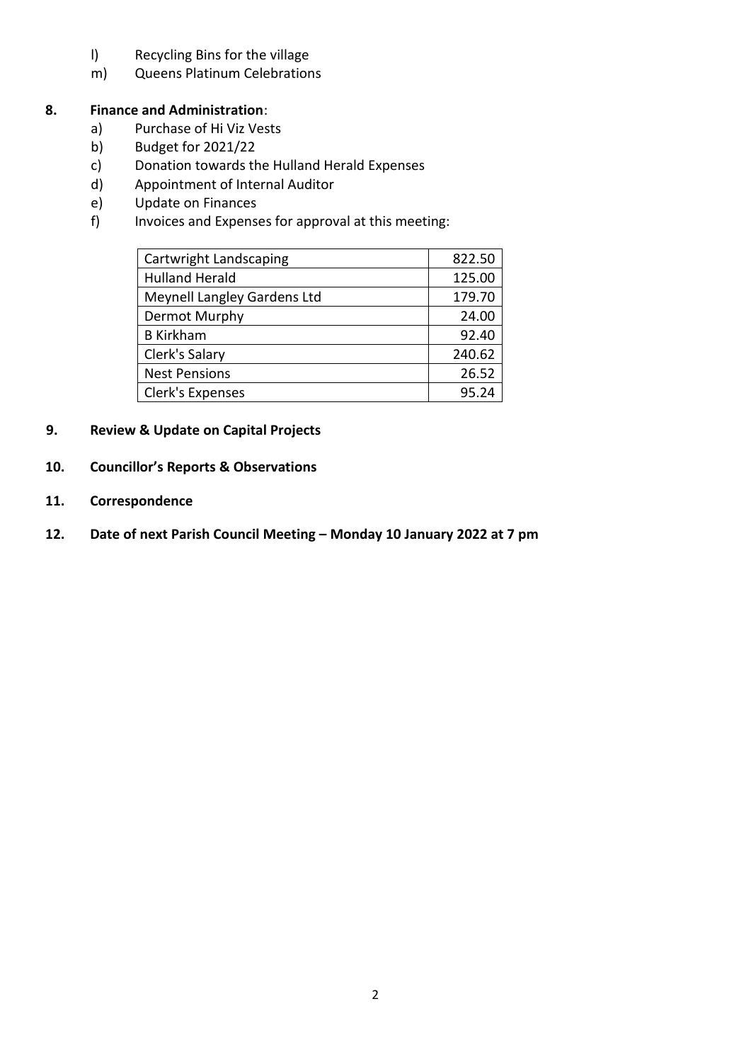l) Recycling Bins for the village
m) Queens Platinum Celebrations

**8. Finance and Administration**:

a) Purchase of Hi Viz Vests
b) Budget for 2021/22
c) Donation towards the Hulland Herald Expenses
d) Appointment of Internal Auditor
e) Update on Finances
f) Invoices and Expenses for approval at this meeting:

| | |
|---|---|
| Cartwright Landscaping | 822.50 |
| Hulland Herald | 125.00 |
| Meynell Langley Gardens Ltd | 179.70 |
| Dermot Murphy | 24.00 |
| B Kirkham | 92.40 |
| Clerk's Salary | 240.62 |
| Nest Pensions | 26.52 |
| Clerk's Expenses | 95.24 |

**9. Review & Update on Capital Projects**

**10. Councillor's Reports & Observations**

**11. Correspondence**

**12. Date of next Parish Council Meeting – Monday 10 January 2022 at 7 pm**